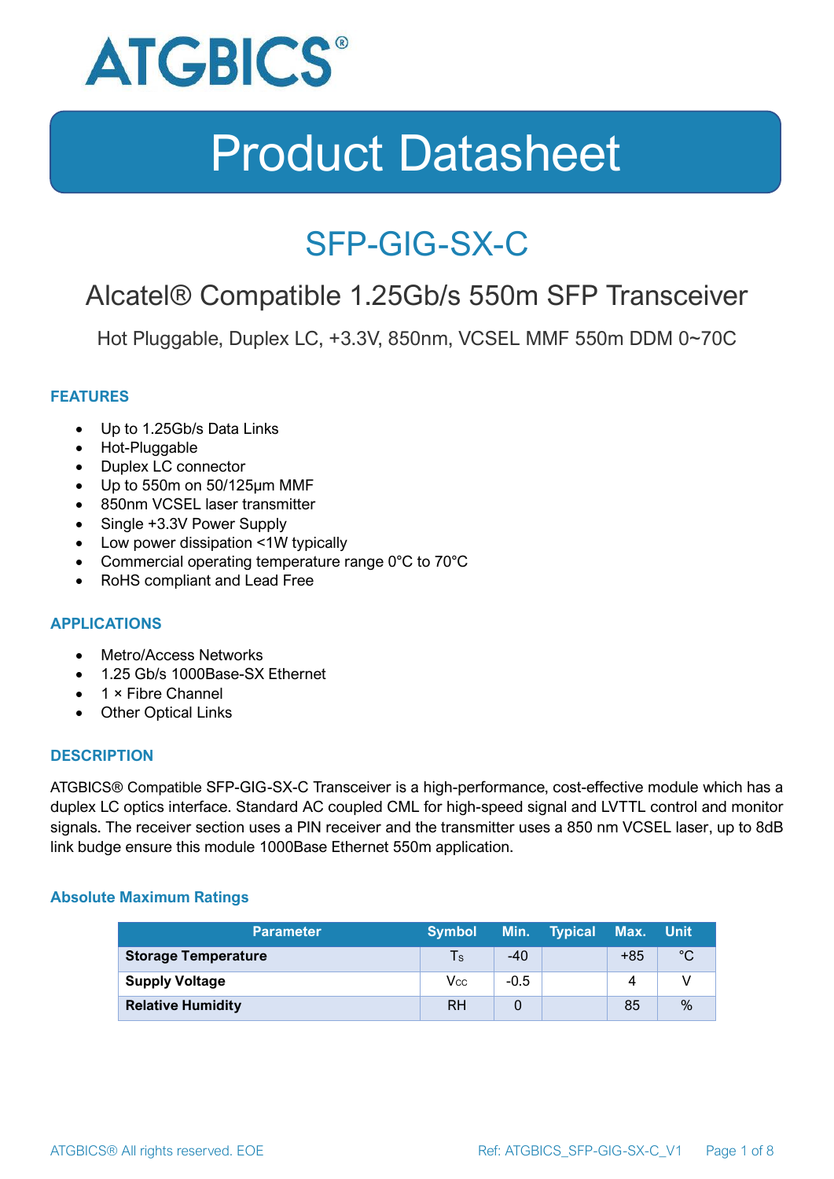ATGBICS®

# Product Datasheet

## SFP-GIG-SX-C

### Alcatel® Compatible 1.25Gb/s 550m SFP Transceiver

Hot Pluggable, Duplex LC, +3.3V, 850nm, VCSEL MMF 550m DDM 0~70C

#### FEATURES

- Up to 1.25Gb/s Data Links
- Hot-Pluggable
- Duplex LC connector
- Up to 550m on 50/125µm MMF
- 850nm VCSEL laser transmitter
- Single +3.3V Power Supply
- Low power dissipation <1W typically
- Commercial operating temperature range 0°C to 70°C
- RoHS compliant and Lead Free

#### APPLICATIONS

- Metro/Access Networks
- 1.25 Gb/s 1000Base-SX Ethernet
- 1 × Fibre Channel
- Other Optical Links

#### DESCRIPTION

ATGBICS® Compatible SFP-GIG-SX-C Transceiver is a high-performance, cost-effective module which has a duplex LC optics interface. Standard AC coupled CML for high-speed signal and LVTTL control and monitor signals. The receiver section uses a PIN receiver and the transmitter uses a 850 nm VCSEL laser, up to 8dB link budge ensure this module 1000Base Ethernet 550m application.

#### Absolute Maximum Ratings

| Parameter | Symbol | Min. | Typical | Max. | Unit |
|---|---|---|---|---|---|
| **Storage Temperature** | $T_S$ | -40 | | +85 | °C |
| **Supply Voltage** | $V_{CC}$ | -0.5 | | 4 | V |
| **Relative Humidity** | RH | 0 | | 85 | % |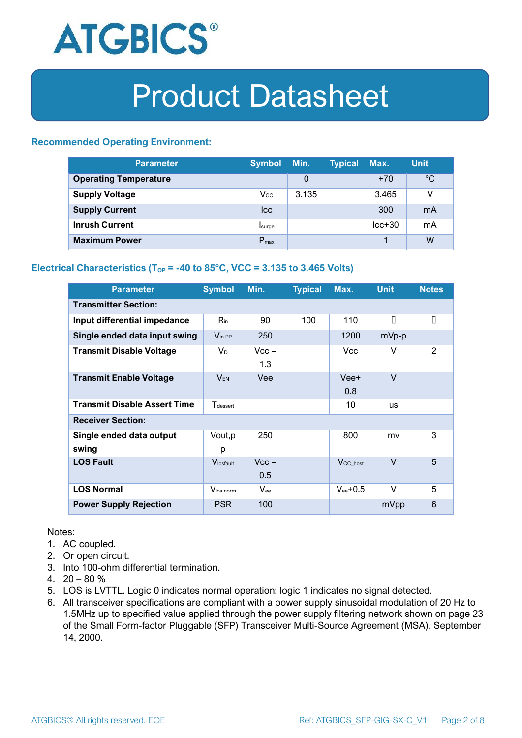# Product Datasheet

### Recommended Operating Environment:

| Parameter | Symbol | Min. | Typical | Max. | Unit |
|---|---|---|---|---|---|
| **Operating Temperature** | | 0 | | +70 | °C |
| **Supply Voltage** | $V_{CC}$ | 3.135 | | 3.465 | V |
| **Supply Current** | Icc | | | 300 | mA |
| **Inrush Current** | $I_{surge}$ | | | Icc+30 | mA |
| **Maximum Power** | $P_{max}$ | | | 1 | W |

### Electrical Characteristics ($T_{OP}$ = -40 to 85°C, VCC = 3.135 to 3.465 Volts)

| Parameter | Symbol | Min. | Typical | Max. | Unit | Notes |
|---|---|---|---|---|---|---|
| **Transmitter Section:** | | | | | | |
| **Input differential impedance** | $R_{in}$ | 90 | 100 | 110 | | |
| **Single ended data input swing** | $V_{in\ PP}$ | 250 | | 1200 | mVp-p | |
| **Transmit Disable Voltage** | $V_D$ | Vcc – 1.3 | | Vcc | V | 2 |
| **Transmit Enable Voltage** | $V_{EN}$ | Vee | | Vee+ 0.8 | V | |
| **Transmit Disable Assert Time** | $T_{dessert}$ | | | 10 | us | |
| **Receiver Section:** | | | | | | |
| **Single ended data output swing** | Vout,p p | 250 | | 800 | mv | 3 |
| **LOS Fault** | $V_{losfault}$ | Vcc – 0.5 | | $V_{CC\_host}$ | V | 5 |
| **LOS Normal** | $V_{los\ norm}$ | $V_{ee}$ | | $V_{ee}$+0.5 | V | 5 |
| **Power Supply Rejection** | PSR | 100 | | | mVpp | 6 |

Notes:
1. AC coupled.
2. Or open circuit.
3. Into 100-ohm differential termination.
4. 20 – 80 %
5. LOS is LVTTL. Logic 0 indicates normal operation; logic 1 indicates no signal detected.
6. All transceiver specifications are compliant with a power supply sinusoidal modulation of 20 Hz to 1.5MHz up to specified value applied through the power supply filtering network shown on page 23 of the Small Form-factor Pluggable (SFP) Transceiver Multi-Source Agreement (MSA), September 14, 2000.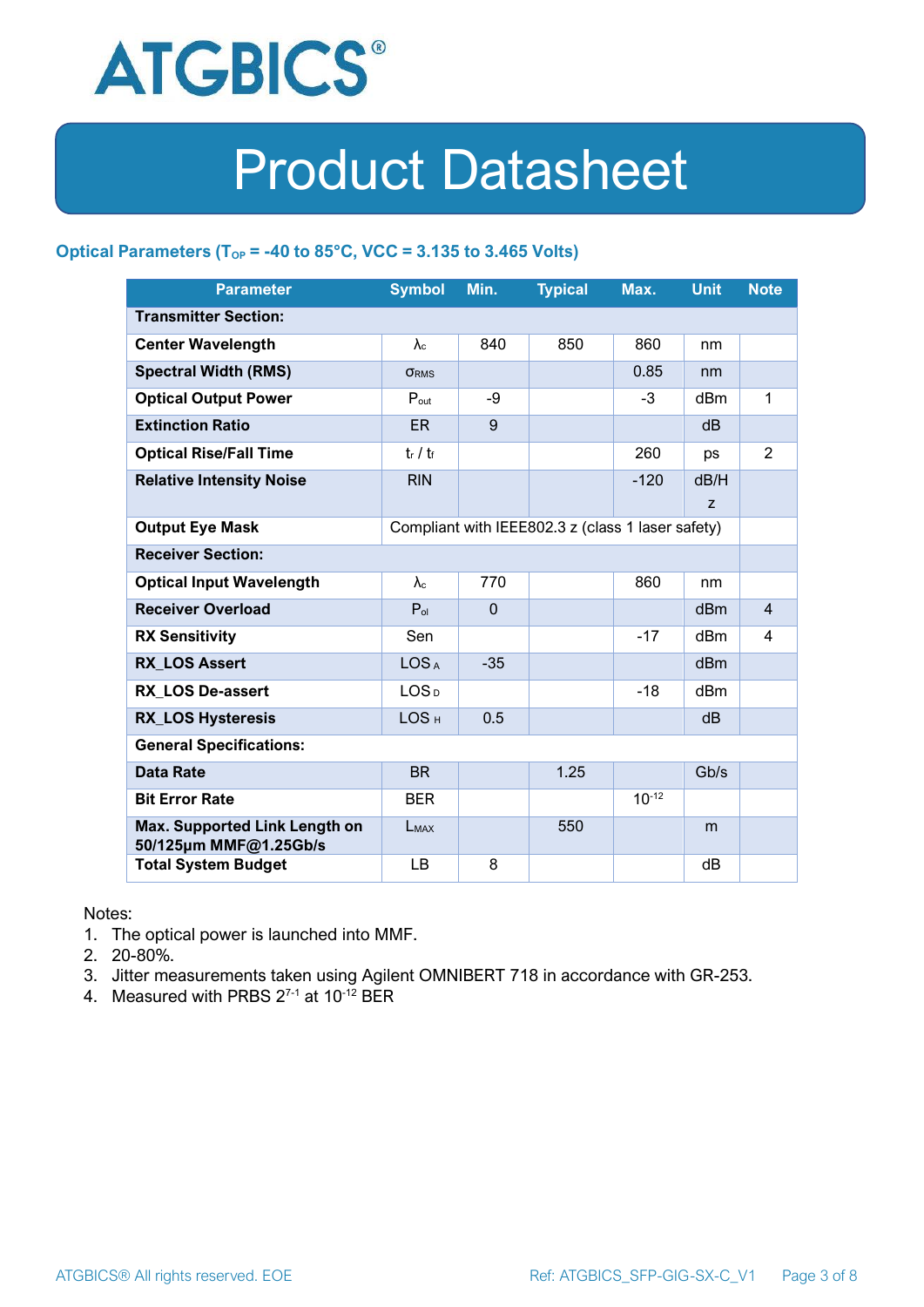# Product Datasheet

### Optical Parameters ($T_{OP}$ = -40 to 85°C, VCC = 3.135 to 3.465 Volts)

| Parameter | Symbol | Min. | Typical | Max. | Unit | Note |
|---|---|---|---|---|---|---|
| **Transmitter Section:** | | | | | | |
| **Center Wavelength** | $\lambda_c$ | 840 | 850 | 860 | nm | |
| **Spectral Width (RMS)** | $\sigma_{RMS}$ | | | 0.85 | nm | |
| **Optical Output Power** | $P_{out}$ | -9 | | -3 | dBm | 1 |
| **Extinction Ratio** | ER | 9 | | | dB | |
| **Optical Rise/Fall Time** | $t_r$ / $t_f$ | | | 260 | ps | 2 |
| **Relative Intensity Noise** | RIN | | | -120 | dB/Hz | |
| **Output Eye Mask** | Compliant with IEEE802.3 z (class 1 laser safety) | | | | | |
| **Receiver Section:** | | | | | | |
| **Optical Input Wavelength** | $\lambda_c$ | 770 | | 860 | nm | |
| **Receiver Overload** | $P_{ol}$ | 0 | | | dBm | 4 |
| **RX Sensitivity** | Sen | | | -17 | dBm | 4 |
| **RX_LOS Assert** | $LOS_A$ | -35 | | | dBm | |
| **RX_LOS De-assert** | $LOS_D$ | | | -18 | dBm | |
| **RX_LOS Hysteresis** | $LOS_H$ | 0.5 | | | dB | |
| **General Specifications:** | | | | | | |
| **Data Rate** | BR | | 1.25 | | Gb/s | |
| **Bit Error Rate** | BER | | | $10^{-12}$ | | |
| **Max. Supported Link Length on 50/125µm MMF@1.25Gb/s** | $L_{MAX}$ | | 550 | | m | |
| **Total System Budget** | LB | 8 | | | dB | |

Notes:
1. The optical power is launched into MMF.
2. 20-80%.
3. Jitter measurements taken using Agilent OMNIBERT 718 in accordance with GR-253.
4. Measured with PRBS $2^{7-1}$ at $10^{-12}$ BER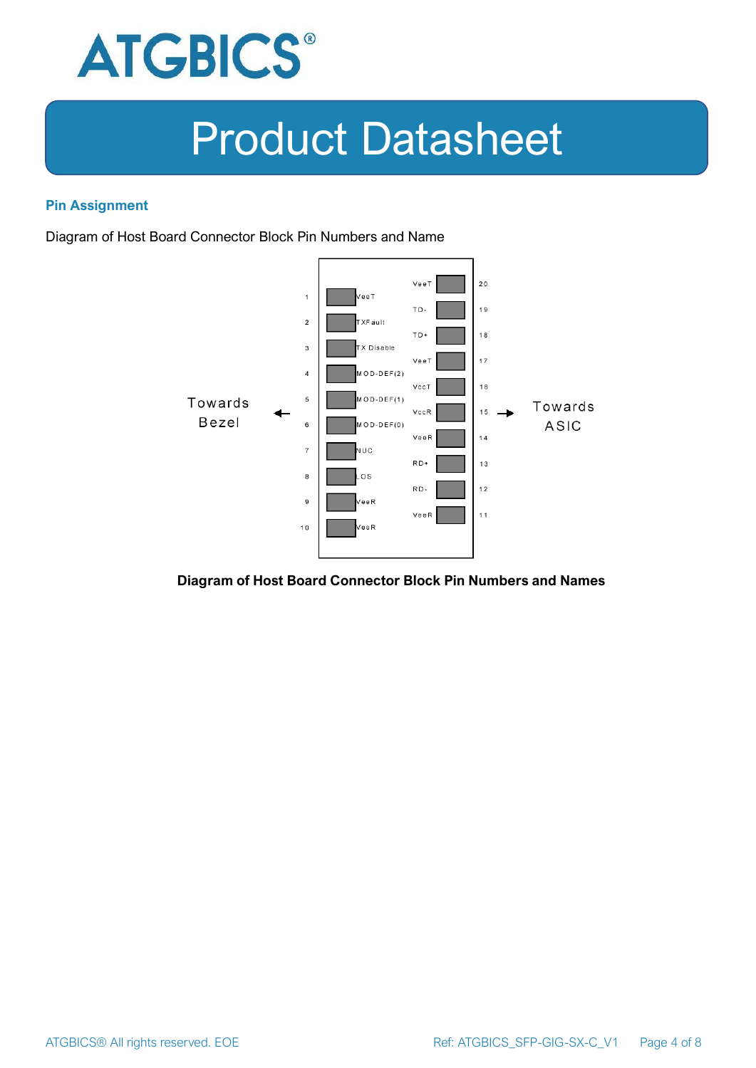## Pin Assignment

Diagram of Host Board Connector Block Pin Numbers and Name

| Pin | Name | Name | Pin |
| --- | --- | --- | --- |
| | | VeeT | 20 |
| 1 | VeeT | TD- | 19 |
| 2 | TXFault | TD+ | 18 |
| 3 | TX Disable | VeeT | 17 |
| 4 | MOD-DEF(2) | VccT | 16 |
| 5 | MOD-DEF(1) | VccR | 15 |
| 6 | MOD-DEF(0) | VeeR | 14 |
| 7 | NUC | RD+ | 13 |
| 8 | LOS | RD- | 12 |
| 9 | VeeR | VeeR | 11 |
| 10 | VeeR | | |

Towards Bezel ← | → Towards ASIC

**Diagram of Host Board Connector Block Pin Numbers and Names**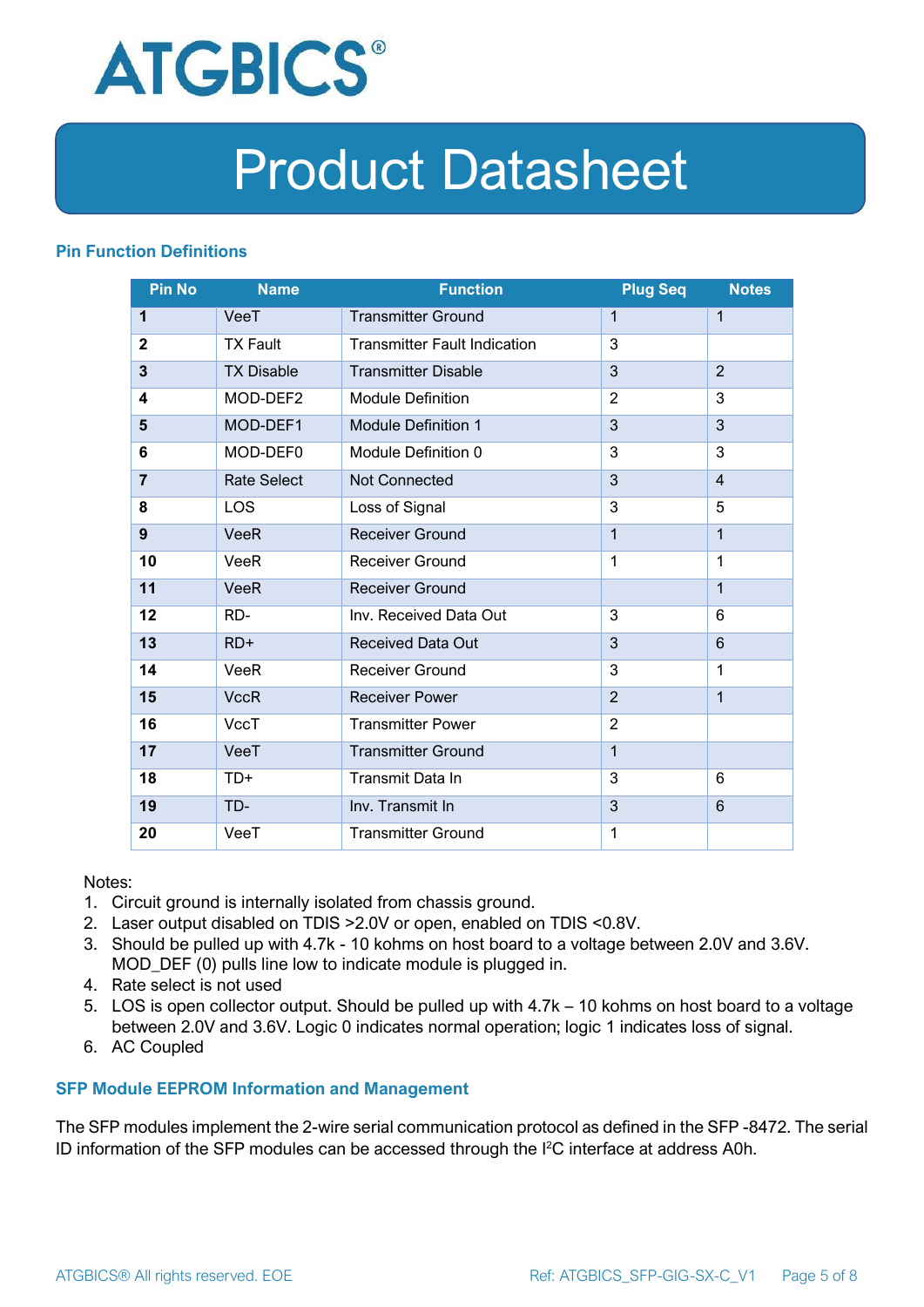## Pin Function Definitions

| Pin No | Name | Function | Plug Seq | Notes |
|---|---|---|---|---|
| **1** | VeeT | Transmitter Ground | 1 | 1 |
| **2** | TX Fault | Transmitter Fault Indication | 3 | |
| **3** | TX Disable | Transmitter Disable | 3 | 2 |
| **4** | MOD-DEF2 | Module Definition | 2 | 3 |
| **5** | MOD-DEF1 | Module Definition 1 | 3 | 3 |
| **6** | MOD-DEF0 | Module Definition 0 | 3 | 3 |
| **7** | Rate Select | Not Connected | 3 | 4 |
| **8** | LOS | Loss of Signal | 3 | 5 |
| **9** | VeeR | Receiver Ground | 1 | 1 |
| **10** | VeeR | Receiver Ground | 1 | 1 |
| **11** | VeeR | Receiver Ground | | 1 |
| **12** | RD- | Inv. Received Data Out | 3 | 6 |
| **13** | RD+ | Received Data Out | 3 | 6 |
| **14** | VeeR | Receiver Ground | 3 | 1 |
| **15** | VccR | Receiver Power | 2 | 1 |
| **16** | VccT | Transmitter Power | 2 | |
| **17** | VeeT | Transmitter Ground | 1 | |
| **18** | TD+ | Transmit Data In | 3 | 6 |
| **19** | TD- | Inv. Transmit In | 3 | 6 |
| **20** | VeeT | Transmitter Ground | 1 | |

Notes:

1. Circuit ground is internally isolated from chassis ground.
2. Laser output disabled on TDIS >2.0V or open, enabled on TDIS <0.8V.
3. Should be pulled up with 4.7k - 10 kohms on host board to a voltage between 2.0V and 3.6V. MOD_DEF (0) pulls line low to indicate module is plugged in.
4. Rate select is not used
5. LOS is open collector output. Should be pulled up with 4.7k – 10 kohms on host board to a voltage between 2.0V and 3.6V. Logic 0 indicates normal operation; logic 1 indicates loss of signal.
6. AC Coupled

## SFP Module EEPROM Information and Management

The SFP modules implement the 2-wire serial communication protocol as defined in the SFP -8472. The serial ID information of the SFP modules can be accessed through the I$^2$C interface at address A0h.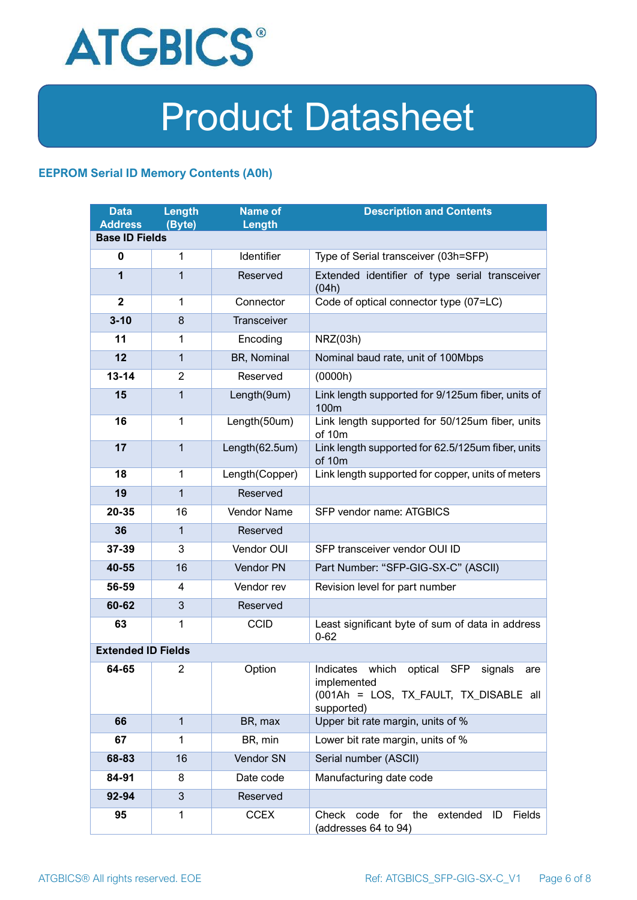## EEPROM Serial ID Memory Contents (A0h)

| Data Address | Length (Byte) | Name of Length | Description and Contents |
|---|---|---|---|
| **Base ID Fields** | | | |
| **0** | 1 | Identifier | Type of Serial transceiver (03h=SFP) |
| **1** | 1 | Reserved | Extended identifier of type serial transceiver (04h) |
| **2** | 1 | Connector | Code of optical connector type (07=LC) |
| **3-10** | 8 | Transceiver | |
| **11** | 1 | Encoding | NRZ(03h) |
| **12** | 1 | BR, Nominal | Nominal baud rate, unit of 100Mbps |
| **13-14** | 2 | Reserved | (0000h) |
| **15** | 1 | Length(9um) | Link length supported for 9/125um fiber, units of 100m |
| **16** | 1 | Length(50um) | Link length supported for 50/125um fiber, units of 10m |
| **17** | 1 | Length(62.5um) | Link length supported for 62.5/125um fiber, units of 10m |
| **18** | 1 | Length(Copper) | Link length supported for copper, units of meters |
| **19** | 1 | Reserved | |
| **20-35** | 16 | Vendor Name | SFP vendor name: ATGBICS |
| **36** | 1 | Reserved | |
| **37-39** | 3 | Vendor OUI | SFP transceiver vendor OUI ID |
| **40-55** | 16 | Vendor PN | Part Number: "SFP-GIG-SX-C" (ASCII) |
| **56-59** | 4 | Vendor rev | Revision level for part number |
| **60-62** | 3 | Reserved | |
| **63** | 1 | CCID | Least significant byte of sum of data in address 0-62 |
| **Extended ID Fields** | | | |
| **64-65** | 2 | Option | Indicates which optical SFP signals are implemented (001Ah = LOS, TX_FAULT, TX_DISABLE all supported) |
| **66** | 1 | BR, max | Upper bit rate margin, units of % |
| **67** | 1 | BR, min | Lower bit rate margin, units of % |
| **68-83** | 16 | Vendor SN | Serial number (ASCII) |
| **84-91** | 8 | Date code | Manufacturing date code |
| **92-94** | 3 | Reserved | |
| **95** | 1 | CCEX | Check code for the extended ID Fields (addresses 64 to 94) |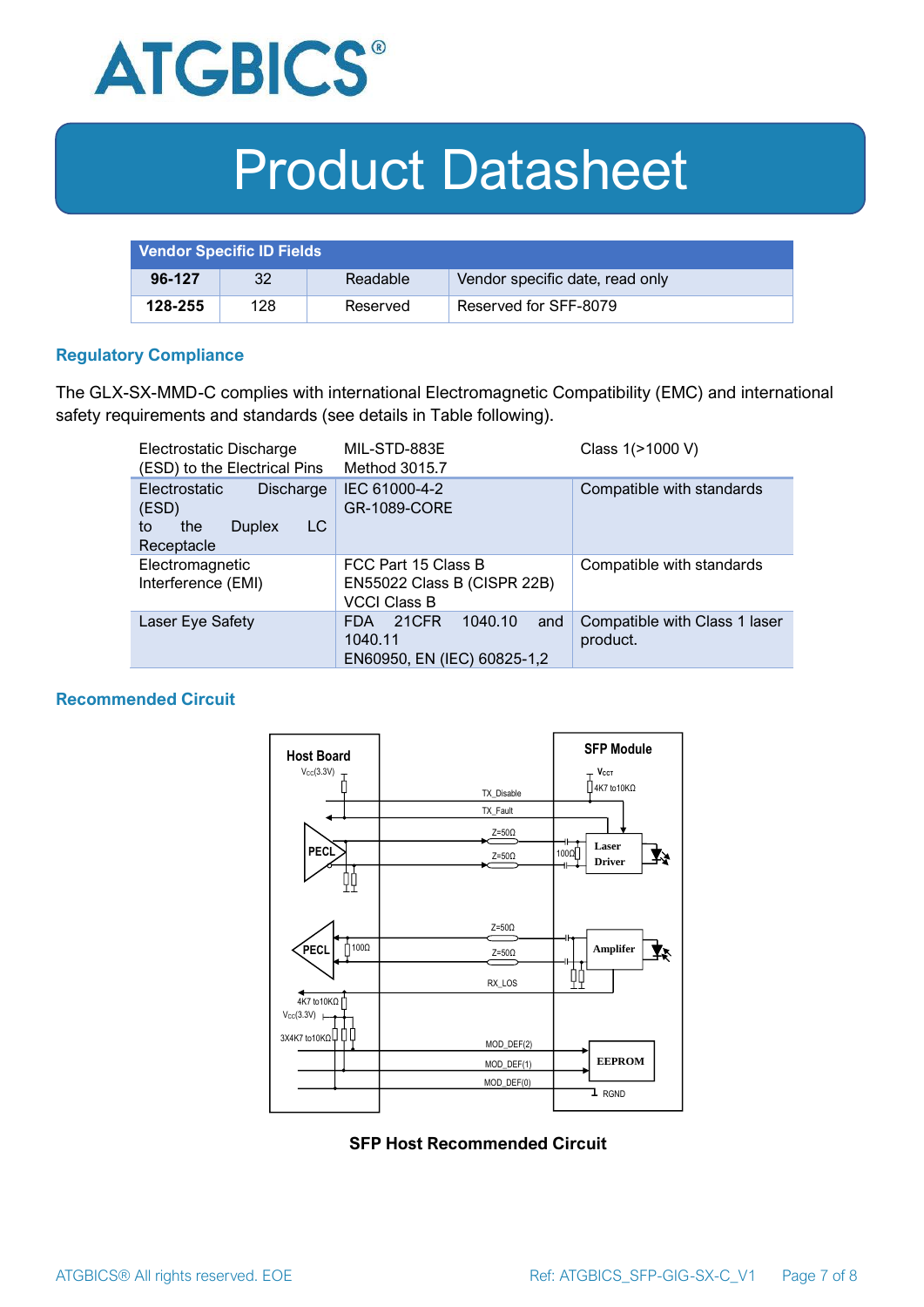| Vendor Specific ID Fields | | | |
|---|---|---|---|
| **96-127** | 32 | Readable | Vendor specific date, read only |
| **128-255** | 128 | Reserved | Reserved for SFF-8079 |

## Regulatory Compliance

The GLX-SX-MMD-C complies with international Electromagnetic Compatibility (EMC) and international safety requirements and standards (see details in Table following).

| Electrostatic Discharge (ESD) to the Electrical Pins | MIL-STD-883E Method 3015.7 | Class 1(>1000 V) |
|---|---|---|
| Electrostatic Discharge (ESD) to the Duplex LC Receptacle | IEC 61000-4-2 GR-1089-CORE | Compatible with standards |
| Electromagnetic Interference (EMI) | FCC Part 15 Class B EN55022 Class B (CISPR 22B) VCCI Class B | Compatible with standards |
| Laser Eye Safety | FDA 21CFR 1040.10 and 1040.11 EN60950, EN (IEC) 60825-1,2 | Compatible with Class 1 laser product. |

## Recommended Circuit

**SFP Host Recommended Circuit**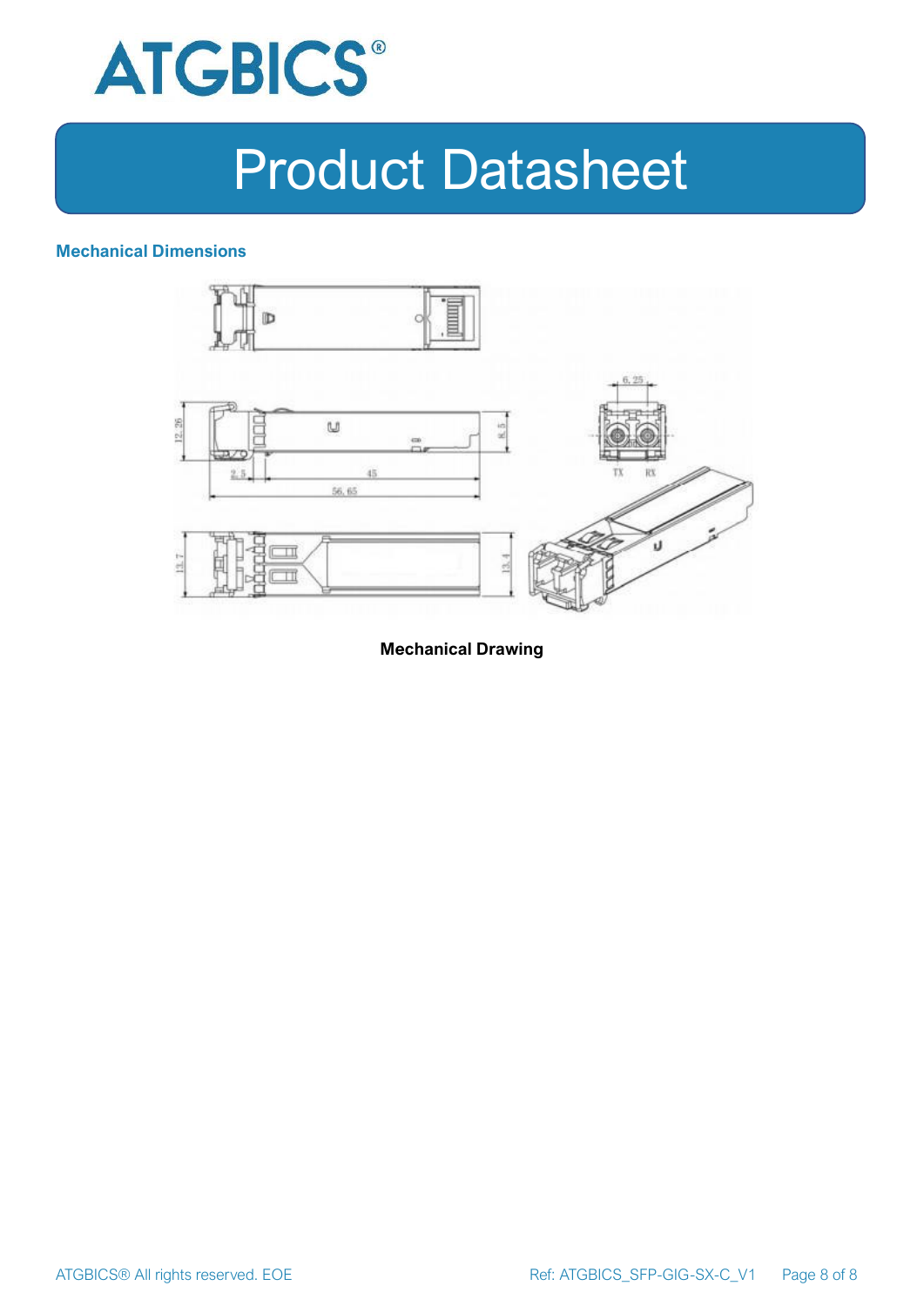## Mechanical Dimensions

6.25

12.26

8.5

2.5

45

56.65

TX RX

13.7

13.4

**Mechanical Drawing**